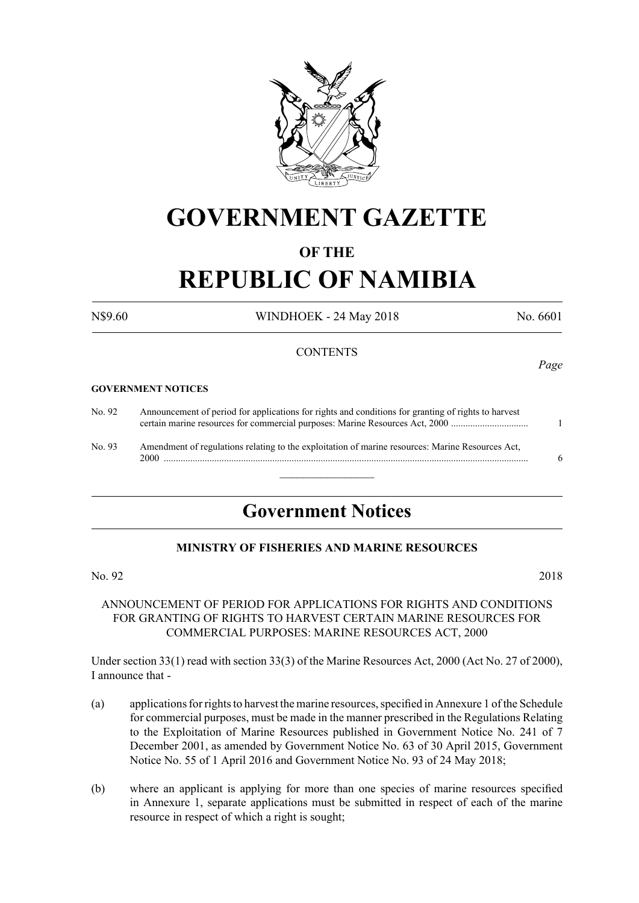# GOVERNMENT GAZETTE

## OF THE

# REPUBLIC OF NAMIBIA

N$9.60 WINDHOEK - 24 May 2018 No. 6601

CONTENTS

*Page*

**GOVERNMENT NOTICES**

| | | |
|---|---|---|
| No. 92 | Announcement of period for applications for rights and conditions for granting of rights to harvest certain marine resources for commercial purposes: Marine Resources Act, 2000 ................................ | 1 |
| No. 93 | Amendment of regulations relating to the exploitation of marine resources: Marine Resources Act, 2000 ................................ | 6 |

## Government Notices

### MINISTRY OF FISHERIES AND MARINE RESOURCES

No. 92 2018

ANNOUNCEMENT OF PERIOD FOR APPLICATIONS FOR RIGHTS AND CONDITIONS FOR GRANTING OF RIGHTS TO HARVEST CERTAIN MARINE RESOURCES FOR COMMERCIAL PURPOSES: MARINE RESOURCES ACT, 2000

Under section 33(1) read with section 33(3) of the Marine Resources Act, 2000 (Act No. 27 of 2000), I announce that -

(a) applications for rights to harvest the marine resources, specified in Annexure 1 of the Schedule for commercial purposes, must be made in the manner prescribed in the Regulations Relating to the Exploitation of Marine Resources published in Government Notice No. 241 of 7 December 2001, as amended by Government Notice No. 63 of 30 April 2015, Government Notice No. 55 of 1 April 2016 and Government Notice No. 93 of 24 May 2018;

(b) where an applicant is applying for more than one species of marine resources specified in Annexure 1, separate applications must be submitted in respect of each of the marine resource in respect of which a right is sought;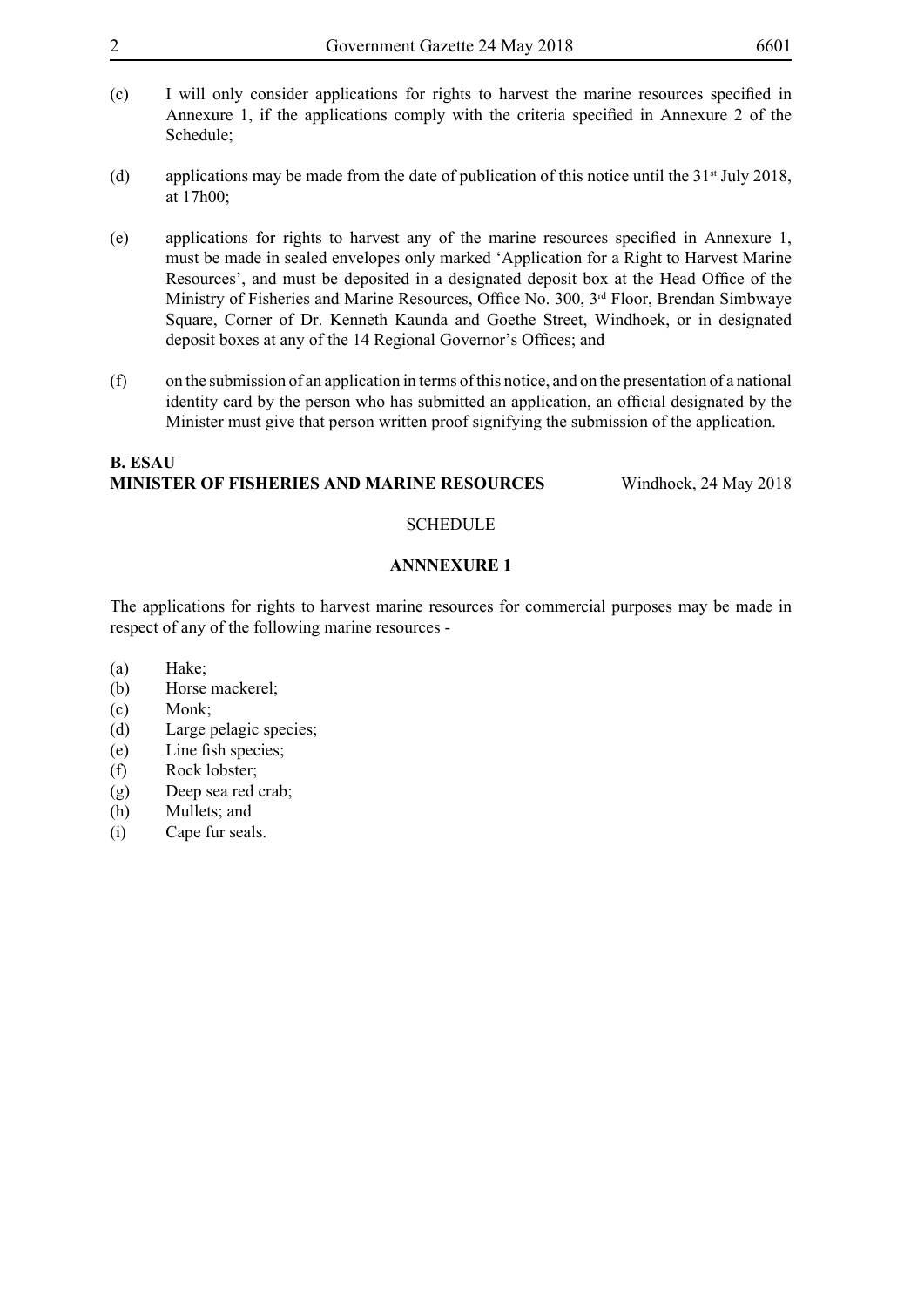(c) I will only consider applications for rights to harvest the marine resources specified in Annexure 1, if the applications comply with the criteria specified in Annexure 2 of the Schedule;

(d) applications may be made from the date of publication of this notice until the 31st July 2018, at 17h00;

(e) applications for rights to harvest any of the marine resources specified in Annexure 1, must be made in sealed envelopes only marked 'Application for a Right to Harvest Marine Resources', and must be deposited in a designated deposit box at the Head Office of the Ministry of Fisheries and Marine Resources, Office No. 300, 3rd Floor, Brendan Simbwaye Square, Corner of Dr. Kenneth Kaunda and Goethe Street, Windhoek, or in designated deposit boxes at any of the 14 Regional Governor's Offices; and

(f) on the submission of an application in terms of this notice, and on the presentation of a national identity card by the person who has submitted an application, an official designated by the Minister must give that person written proof signifying the submission of the application.

**B. ESAU**
**MINISTER OF FISHERIES AND MARINE RESOURCES** Windhoek, 24 May 2018

SCHEDULE

**ANNNEXURE 1**

The applications for rights to harvest marine resources for commercial purposes may be made in respect of any of the following marine resources -

(a) Hake;
(b) Horse mackerel;
(c) Monk;
(d) Large pelagic species;
(e) Line fish species;
(f) Rock lobster;
(g) Deep sea red crab;
(h) Mullets; and
(i) Cape fur seals.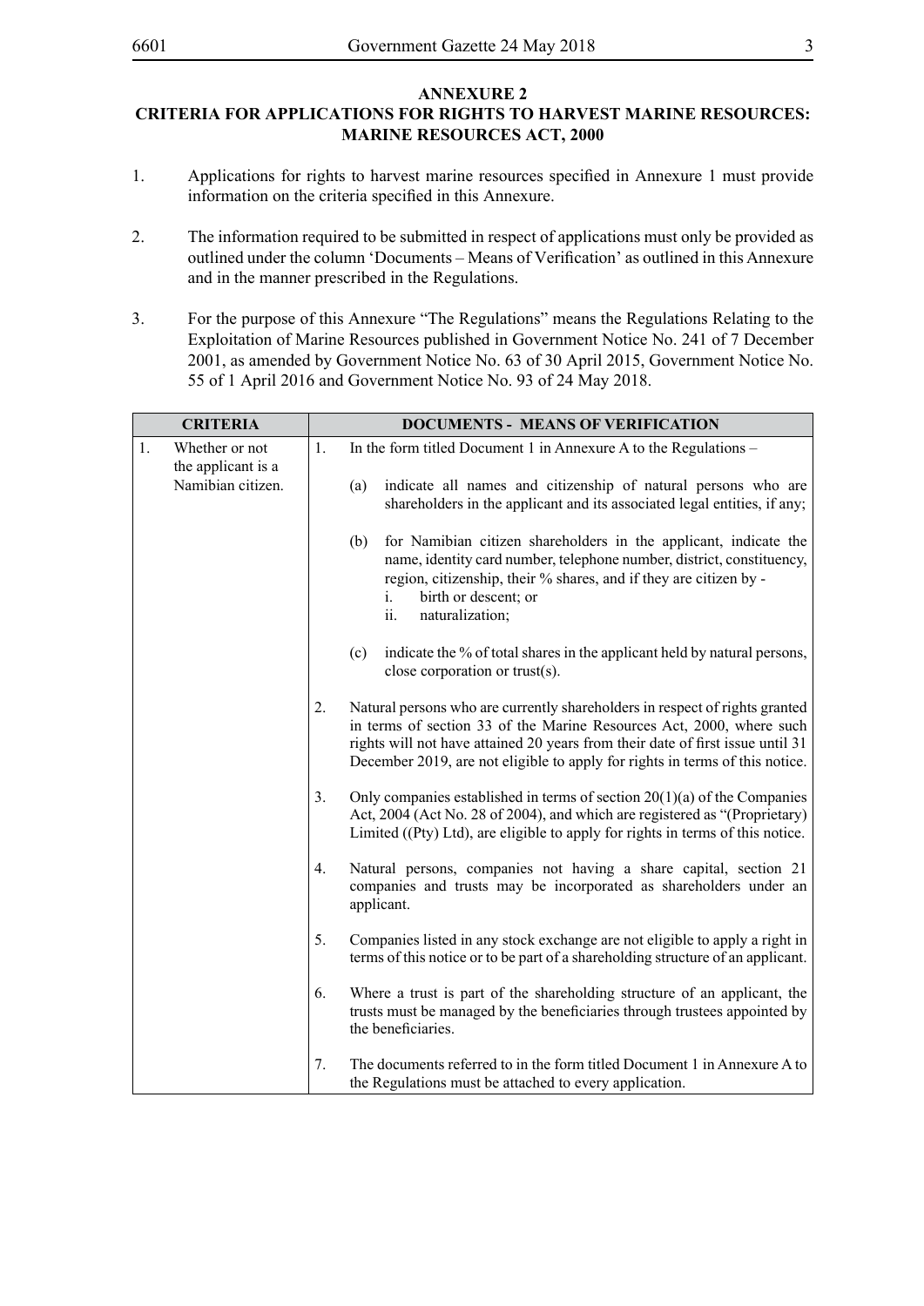## ANNEXURE 2

## CRITERIA FOR APPLICATIONS FOR RIGHTS TO HARVEST MARINE RESOURCES: MARINE RESOURCES ACT, 2000

1. Applications for rights to harvest marine resources specified in Annexure 1 must provide information on the criteria specified in this Annexure.

2. The information required to be submitted in respect of applications must only be provided as outlined under the column 'Documents – Means of Verification' as outlined in this Annexure and in the manner prescribed in the Regulations.

3. For the purpose of this Annexure "The Regulations" means the Regulations Relating to the Exploitation of Marine Resources published in Government Notice No. 241 of 7 December 2001, as amended by Government Notice No. 63 of 30 April 2015, Government Notice No. 55 of 1 April 2016 and Government Notice No. 93 of 24 May 2018.

| CRITERIA | DOCUMENTS - MEANS OF VERIFICATION |
|---|---|
| 1. Whether or not the applicant is a Namibian citizen. | 1. In the form titled Document 1 in Annexure A to the Regulations –<br><br>(a) indicate all names and citizenship of natural persons who are shareholders in the applicant and its associated legal entities, if any;<br><br>(b) for Namibian citizen shareholders in the applicant, indicate the name, identity card number, telephone number, district, constituency, region, citizenship, their % shares, and if they are citizen by -<br>i. birth or descent; or<br>ii. naturalization;<br><br>(c) indicate the % of total shares in the applicant held by natural persons, close corporation or trust(s).<br><br>2. Natural persons who are currently shareholders in respect of rights granted in terms of section 33 of the Marine Resources Act, 2000, where such rights will not have attained 20 years from their date of first issue until 31 December 2019, are not eligible to apply for rights in terms of this notice.<br><br>3. Only companies established in terms of section 20(1)(a) of the Companies Act, 2004 (Act No. 28 of 2004), and which are registered as "(Proprietary) Limited ((Pty) Ltd), are eligible to apply for rights in terms of this notice.<br><br>4. Natural persons, companies not having a share capital, section 21 companies and trusts may be incorporated as shareholders under an applicant.<br><br>5. Companies listed in any stock exchange are not eligible to apply a right in terms of this notice or to be part of a shareholding structure of an applicant.<br><br>6. Where a trust is part of the shareholding structure of an applicant, the trusts must be managed by the beneficiaries through trustees appointed by the beneficiaries.<br><br>7. The documents referred to in the form titled Document 1 in Annexure A to the Regulations must be attached to every application. |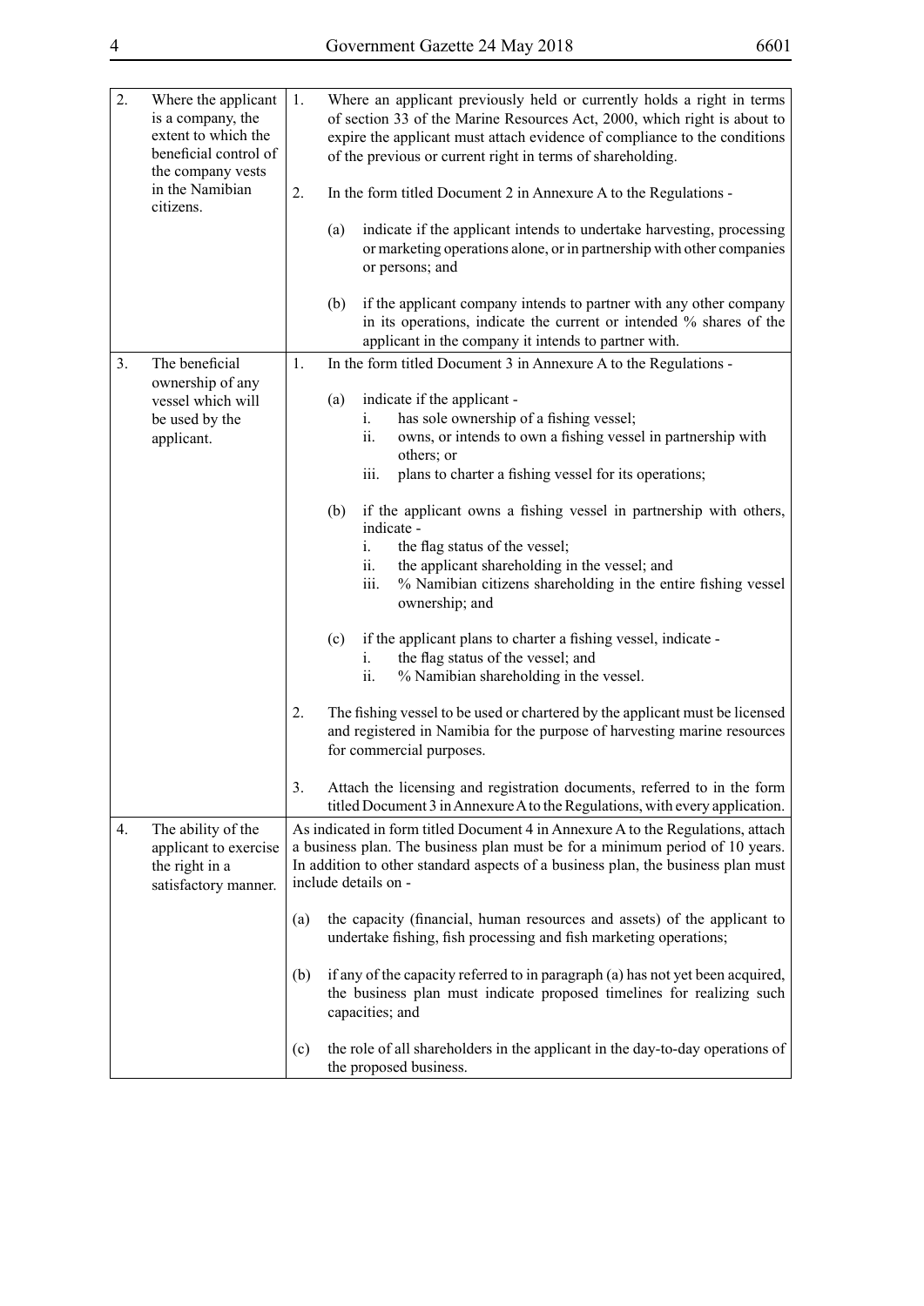| | | |
|---|---|---|
| 2. | Where the applicant is a company, the extent to which the beneficial control of the company vests in the Namibian citizens. | 1. Where an applicant previously held or currently holds a right in terms of section 33 of the Marine Resources Act, 2000, which right is about to expire the applicant must attach evidence of compliance to the conditions of the previous or current right in terms of shareholding.<br><br>2. In the form titled Document 2 in Annexure A to the Regulations -<br><br>(a) indicate if the applicant intends to undertake harvesting, processing or marketing operations alone, or in partnership with other companies or persons; and<br><br>(b) if the applicant company intends to partner with any other company in its operations, indicate the current or intended % shares of the applicant in the company it intends to partner with. |
| 3. | The beneficial ownership of any vessel which will be used by the applicant. | 1. In the form titled Document 3 in Annexure A to the Regulations -<br><br>(a) indicate if the applicant -<br>i. has sole ownership of a fishing vessel;<br>ii. owns, or intends to own a fishing vessel in partnership with others; or<br>iii. plans to charter a fishing vessel for its operations;<br><br>(b) if the applicant owns a fishing vessel in partnership with others, indicate -<br>i. the flag status of the vessel;<br>ii. the applicant shareholding in the vessel; and<br>iii. % Namibian citizens shareholding in the entire fishing vessel ownership; and<br><br>(c) if the applicant plans to charter a fishing vessel, indicate -<br>i. the flag status of the vessel; and<br>ii. % Namibian shareholding in the vessel.<br><br>2. The fishing vessel to be used or chartered by the applicant must be licensed and registered in Namibia for the purpose of harvesting marine resources for commercial purposes.<br><br>3. Attach the licensing and registration documents, referred to in the form titled Document 3 in Annexure A to the Regulations, with every application. |
| 4. | The ability of the applicant to exercise the right in a satisfactory manner. | As indicated in form titled Document 4 in Annexure A to the Regulations, attach a business plan. The business plan must be for a minimum period of 10 years. In addition to other standard aspects of a business plan, the business plan must include details on -<br><br>(a) the capacity (financial, human resources and assets) of the applicant to undertake fishing, fish processing and fish marketing operations;<br><br>(b) if any of the capacity referred to in paragraph (a) has not yet been acquired, the business plan must indicate proposed timelines for realizing such capacities; and<br><br>(c) the role of all shareholders in the applicant in the day-to-day operations of the proposed business. |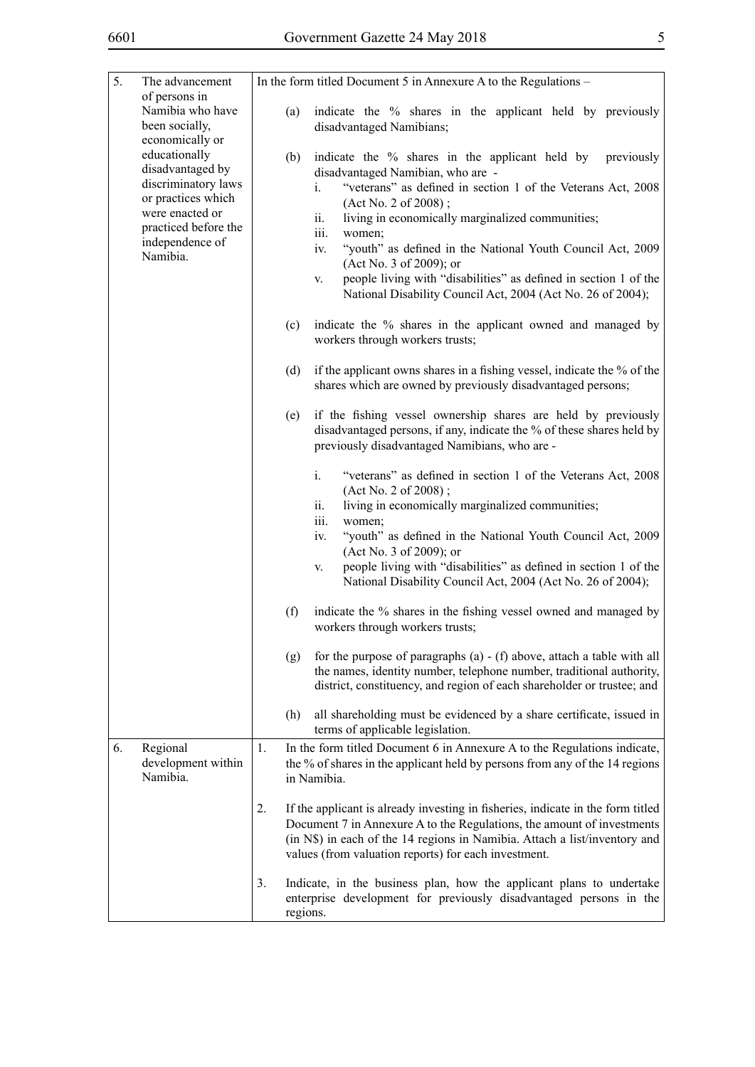| | | |
|---|---|---|
| 5. | The advancement of persons in Namibia who have been socially, economically or educationally disadvantaged by discriminatory laws or practices which were enacted or practiced before the independence of Namibia. | In the form titled Document 5 in Annexure A to the Regulations –<br><br>(a) indicate the % shares in the applicant held by previously disadvantaged Namibians;<br><br>(b) indicate the % shares in the applicant held by previously disadvantaged Namibian, who are -<br>i. "veterans" as defined in section 1 of the Veterans Act, 2008 (Act No. 2 of 2008) ;<br>ii. living in economically marginalized communities;<br>iii. women;<br>iv. "youth" as defined in the National Youth Council Act, 2009 (Act No. 3 of 2009); or<br>v. people living with "disabilities" as defined in section 1 of the National Disability Council Act, 2004 (Act No. 26 of 2004);<br><br>(c) indicate the % shares in the applicant owned and managed by workers through workers trusts;<br><br>(d) if the applicant owns shares in a fishing vessel, indicate the % of the shares which are owned by previously disadvantaged persons;<br><br>(e) if the fishing vessel ownership shares are held by previously disadvantaged persons, if any, indicate the % of these shares held by previously disadvantaged Namibians, who are -<br><br>i. "veterans" as defined in section 1 of the Veterans Act, 2008 (Act No. 2 of 2008) ;<br>ii. living in economically marginalized communities;<br>iii. women;<br>iv. "youth" as defined in the National Youth Council Act, 2009 (Act No. 3 of 2009); or<br>v. people living with "disabilities" as defined in section 1 of the National Disability Council Act, 2004 (Act No. 26 of 2004);<br><br>(f) indicate the % shares in the fishing vessel owned and managed by workers through workers trusts;<br><br>(g) for the purpose of paragraphs (a) - (f) above, attach a table with all the names, identity number, telephone number, traditional authority, district, constituency, and region of each shareholder or trustee; and<br><br>(h) all shareholding must be evidenced by a share certificate, issued in terms of applicable legislation. |
| 6. | Regional development within Namibia. | 1. In the form titled Document 6 in Annexure A to the Regulations indicate, the % of shares in the applicant held by persons from any of the 14 regions in Namibia.<br><br>2. If the applicant is already investing in fisheries, indicate in the form titled Document 7 in Annexure A to the Regulations, the amount of investments (in N$) in each of the 14 regions in Namibia. Attach a list/inventory and values (from valuation reports) for each investment.<br><br>3. Indicate, in the business plan, how the applicant plans to undertake enterprise development for previously disadvantaged persons in the regions. |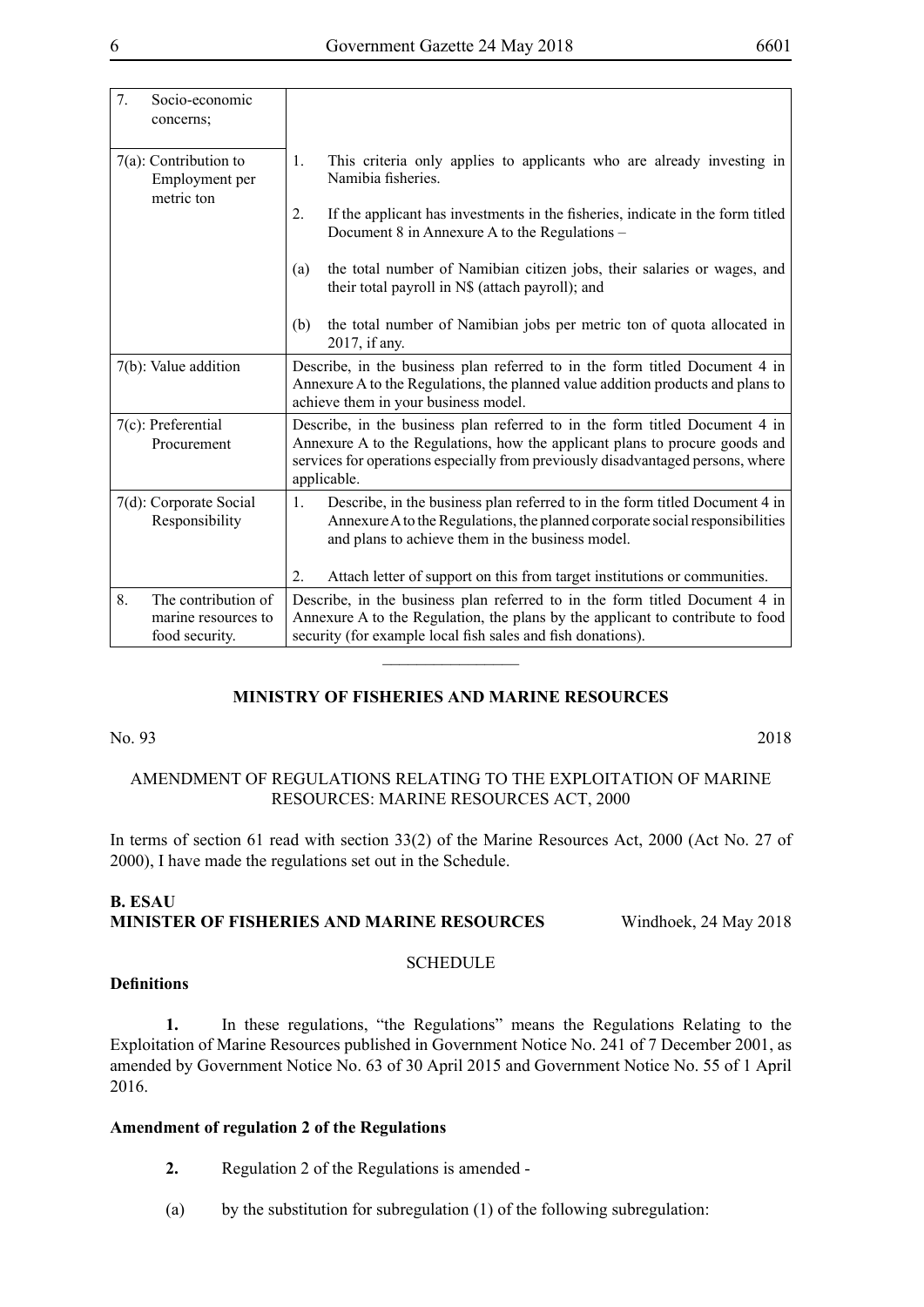| | |
|---|---|
| 7. Socio-economic concerns; | |
| 7(a): Contribution to Employment per metric ton | 1. This criteria only applies to applicants who are already investing in Namibia fisheries.<br><br>2. If the applicant has investments in the fisheries, indicate in the form titled Document 8 in Annexure A to the Regulations –<br><br>(a) the total number of Namibian citizen jobs, their salaries or wages, and their total payroll in N$ (attach payroll); and<br><br>(b) the total number of Namibian jobs per metric ton of quota allocated in 2017, if any. |
| 7(b): Value addition | Describe, in the business plan referred to in the form titled Document 4 in Annexure A to the Regulations, the planned value addition products and plans to achieve them in your business model. |
| 7(c): Preferential Procurement | Describe, in the business plan referred to in the form titled Document 4 in Annexure A to the Regulations, how the applicant plans to procure goods and services for operations especially from previously disadvantaged persons, where applicable. |
| 7(d): Corporate Social Responsibility | 1. Describe, in the business plan referred to in the form titled Document 4 in Annexure A to the Regulations, the planned corporate social responsibilities and plans to achieve them in the business model.<br><br>2. Attach letter of support on this from target institutions or communities. |
| 8. The contribution of marine resources to food security. | Describe, in the business plan referred to in the form titled Document 4 in Annexure A to the Regulation, the plans by the applicant to contribute to food security (for example local fish sales and fish donations). |

________________

## MINISTRY OF FISHERIES AND MARINE RESOURCES

No. 93 2018

AMENDMENT OF REGULATIONS RELATING TO THE EXPLOITATION OF MARINE RESOURCES: MARINE RESOURCES ACT, 2000

In terms of section 61 read with section 33(2) of the Marine Resources Act, 2000 (Act No. 27 of 2000), I have made the regulations set out in the Schedule.

**B. ESAU**
**MINISTER OF FISHERIES AND MARINE RESOURCES** Windhoek, 24 May 2018

SCHEDULE

**Definitions**

**1.** In these regulations, "the Regulations" means the Regulations Relating to the Exploitation of Marine Resources published in Government Notice No. 241 of 7 December 2001, as amended by Government Notice No. 63 of 30 April 2015 and Government Notice No. 55 of 1 April 2016.

**Amendment of regulation 2 of the Regulations**

**2.** Regulation 2 of the Regulations is amended -

(a) by the substitution for subregulation (1) of the following subregulation: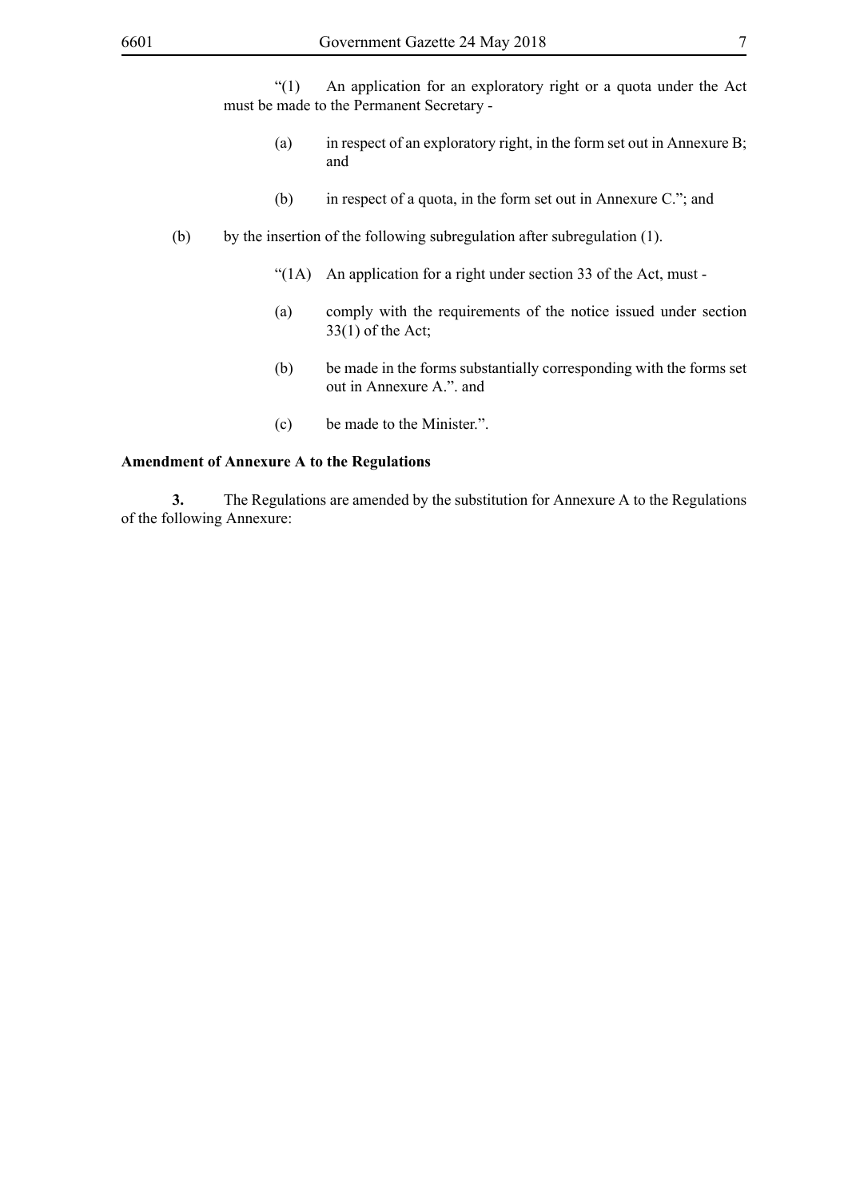"(1) An application for an exploratory right or a quota under the Act must be made to the Permanent Secretary -

(a) in respect of an exploratory right, in the form set out in Annexure B; and

(b) in respect of a quota, in the form set out in Annexure C."; and

(b) by the insertion of the following subregulation after subregulation (1).

"(1A) An application for a right under section 33 of the Act, must -

(a) comply with the requirements of the notice issued under section 33(1) of the Act;

(b) be made in the forms substantially corresponding with the forms set out in Annexure A.". and

(c) be made to the Minister.".

**Amendment of Annexure A to the Regulations**

**3.** The Regulations are amended by the substitution for Annexure A to the Regulations of the following Annexure: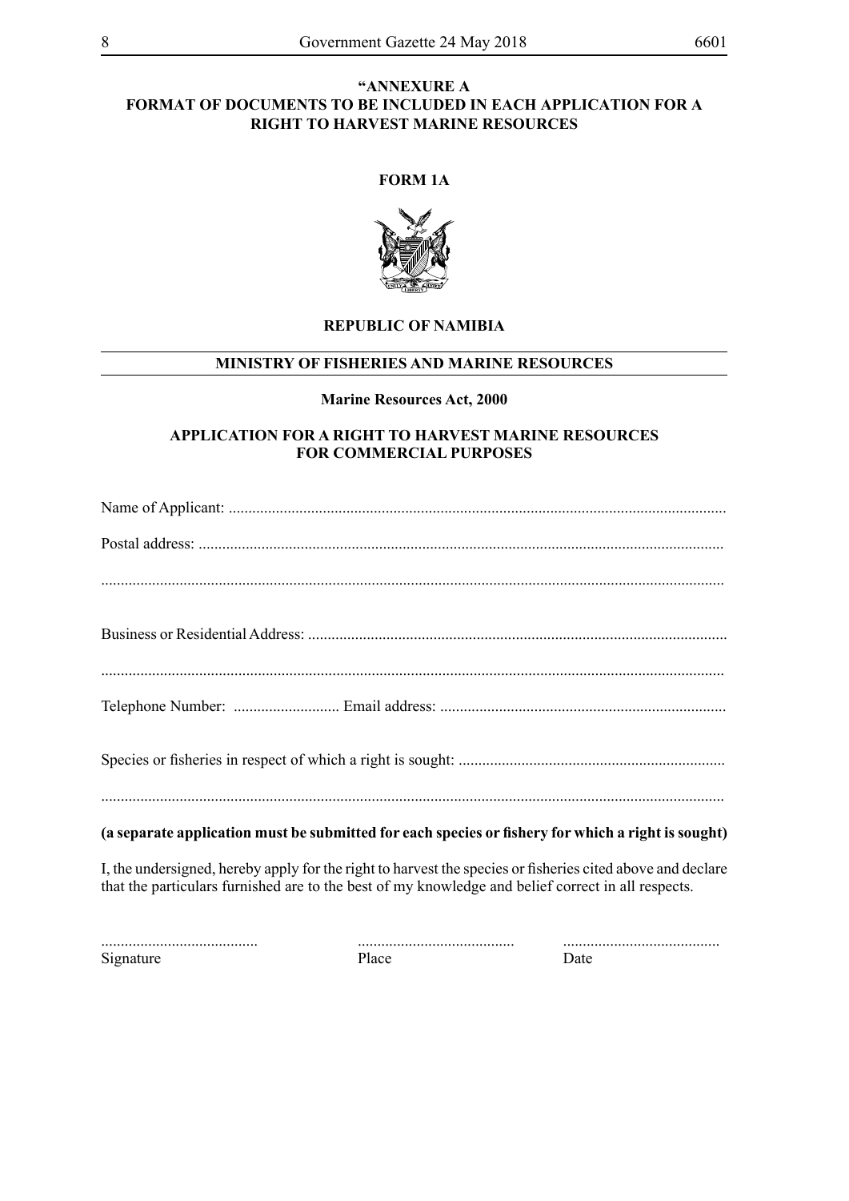**"ANNEXURE A**
**FORMAT OF DOCUMENTS TO BE INCLUDED IN EACH APPLICATION FOR A RIGHT TO HARVEST MARINE RESOURCES**

**FORM 1A**

**REPUBLIC OF NAMIBIA**

**MINISTRY OF FISHERIES AND MARINE RESOURCES**

**Marine Resources Act, 2000**

**APPLICATION FOR A RIGHT TO HARVEST MARINE RESOURCES FOR COMMERCIAL PURPOSES**

Name of Applicant: ..............................................................................................................................

Postal address: .....................................................................................................................................

.............................................................................................................................................................

Business or Residential Address: ..........................................................................................................

.............................................................................................................................................................

Telephone Number: ........................... Email address: ........................................................................

Species or fisheries in respect of which a right is sought: ...................................................................

.............................................................................................................................................................

**(a separate application must be submitted for each species or fishery for which a right is sought)**

I, the undersigned, hereby apply for the right to harvest the species or fisheries cited above and declare that the particulars furnished are to the best of my knowledge and belief correct in all respects.

| ........................................ | ........................................ | ........................................ |
|---|---|---|
| Signature | Place | Date |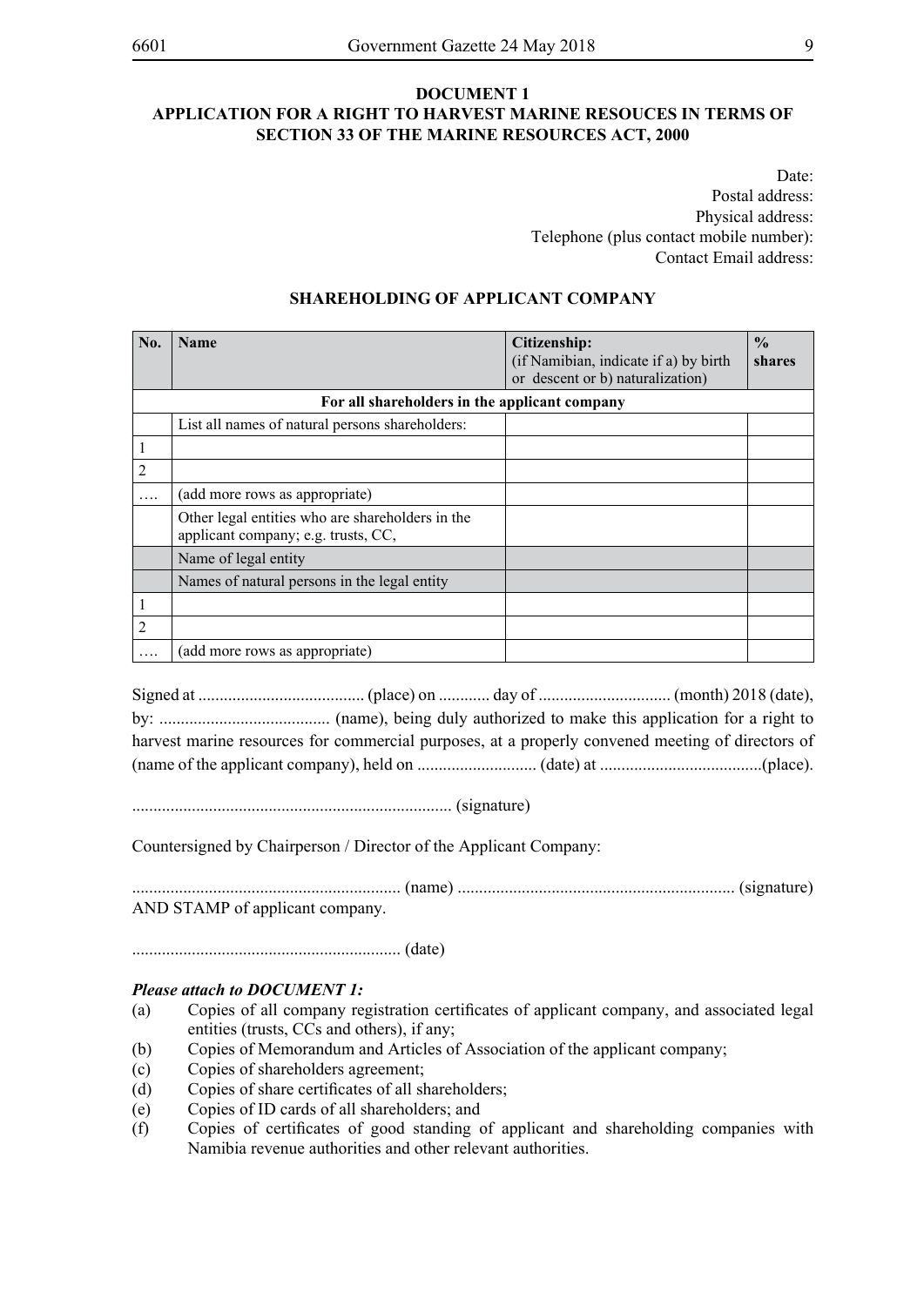**DOCUMENT 1**

**APPLICATION FOR A RIGHT TO HARVEST MARINE RESOUCES IN TERMS OF SECTION 33 OF THE MARINE RESOURCES ACT, 2000**

Date:
Postal address:
Physical address:
Telephone (plus contact mobile number):
Contact Email address:

**SHAREHOLDING OF APPLICANT COMPANY**

| No. | Name | Citizenship: (if Namibian, indicate if a) by birth or descent or b) naturalization) | % shares |
|---|---|---|---|
| | **For all shareholders in the applicant company** | | |
| | List all names of natural persons shareholders: | | |
| 1 | | | |
| 2 | | | |
| …. | (add more rows as appropriate) | | |
| | Other legal entities who are shareholders in the applicant company; e.g. trusts, CC, | | |
| | Name of legal entity | | |
| | Names of natural persons in the legal entity | | |
| 1 | | | |
| 2 | | | |
| …. | (add more rows as appropriate) | | |

Signed at ....................................... (place) on ............ day of .............................. (month) 2018 (date), by: ........................................ (name), being duly authorized to make this application for a right to harvest marine resources for commercial purposes, at a properly convened meeting of directors of (name of the applicant company), held on ............................ (date) at ......................................(place).

........................................................................... (signature)

Countersigned by Chairperson / Director of the Applicant Company:

.............................................................. (name) ................................................................. (signature)
AND STAMP of applicant company.

.............................................................. (date)

***Please attach to DOCUMENT 1:***

(a) Copies of all company registration certificates of applicant company, and associated legal entities (trusts, CCs and others), if any;
(b) Copies of Memorandum and Articles of Association of the applicant company;
(c) Copies of shareholders agreement;
(d) Copies of share certificates of all shareholders;
(e) Copies of ID cards of all shareholders; and
(f) Copies of certificates of good standing of applicant and shareholding companies with Namibia revenue authorities and other relevant authorities.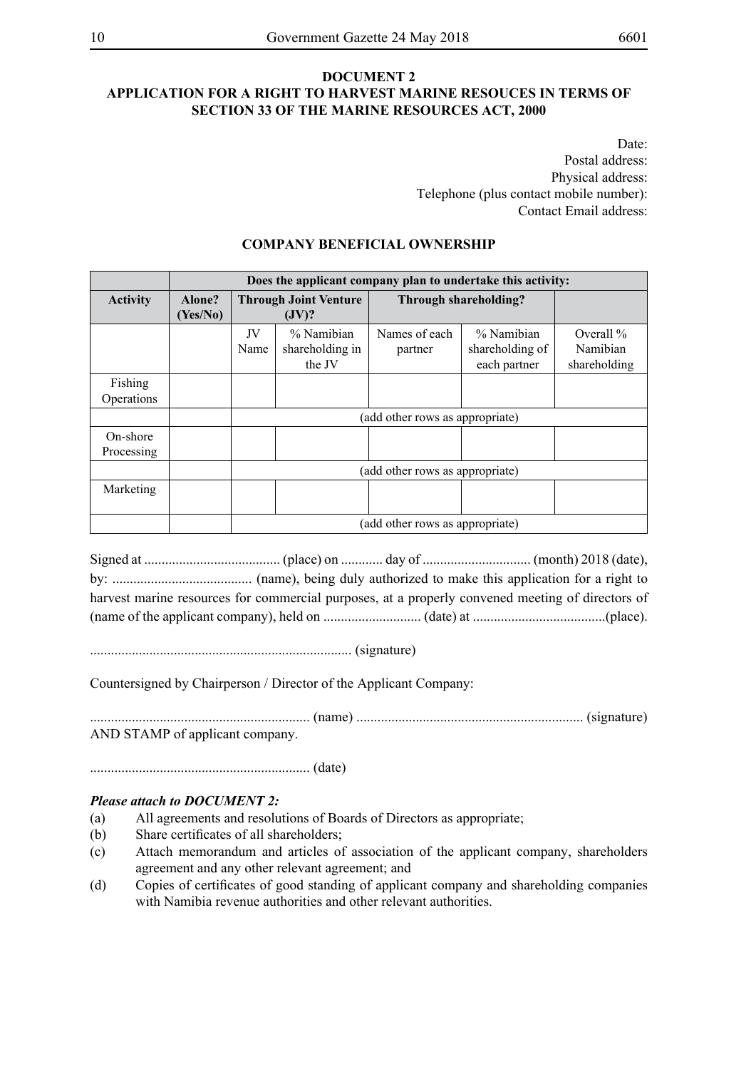## DOCUMENT 2

## APPLICATION FOR A RIGHT TO HARVEST MARINE RESOUCES IN TERMS OF SECTION 33 OF THE MARINE RESOURCES ACT, 2000

Date:
Postal address:
Physical address:
Telephone (plus contact mobile number):
Contact Email address:

### COMPANY BENEFICIAL OWNERSHIP

| | Does the applicant company plan to undertake this activity: | | | | | |
|---|---|---|---|---|---|---|
| **Activity** | **Alone? (Yes/No)** | **Through Joint Venture (JV)?** | | **Through shareholding?** | | |
| | | JV Name | % Namibian shareholding in the JV | Names of each partner | % Namibian shareholding of each partner | Overall % Namibian shareholding |
| Fishing Operations | | | | | | |
| | | (add other rows as appropriate) | | | | |
| On-shore Processing | | | | | | |
| | | (add other rows as appropriate) | | | | |
| Marketing | | | | | | |
| | | (add other rows as appropriate) | | | | |

Signed at ....................................... (place) on ............ day of .............................. (month) 2018 (date), by: ........................................ (name), being duly authorized to make this application for a right to harvest marine resources for commercial purposes, at a properly convened meeting of directors of (name of the applicant company), held on ........................... (date) at .....................................(place).

.......................................................................... (signature)

Countersigned by Chairperson / Director of the Applicant Company:

.............................................................. (name) ................................................................ (signature) AND STAMP of applicant company.

.............................................................. (date)

***Please attach to DOCUMENT 2:***

(a) All agreements and resolutions of Boards of Directors as appropriate;

(b) Share certificates of all shareholders;

(c) Attach memorandum and articles of association of the applicant company, shareholders agreement and any other relevant agreement; and

(d) Copies of certificates of good standing of applicant company and shareholding companies with Namibia revenue authorities and other relevant authorities.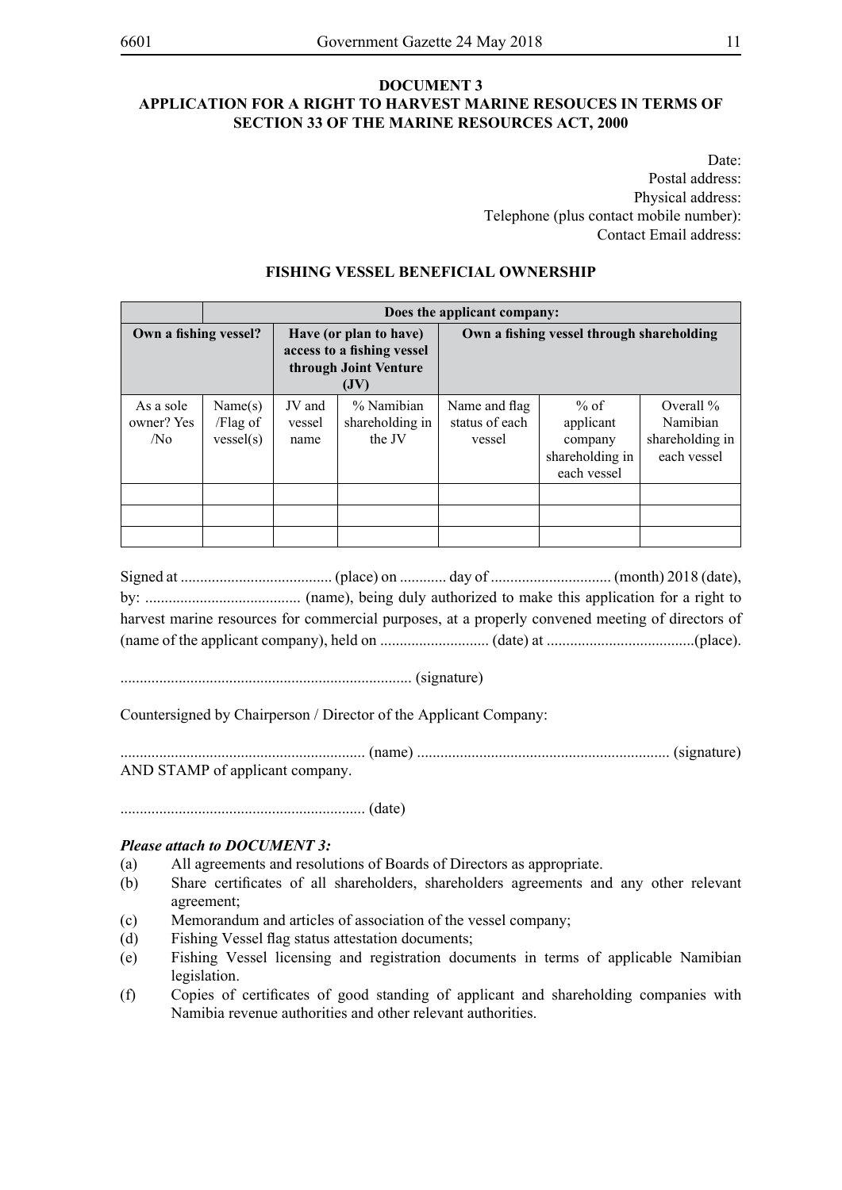**DOCUMENT 3**

**APPLICATION FOR A RIGHT TO HARVEST MARINE RESOUCES IN TERMS OF SECTION 33 OF THE MARINE RESOURCES ACT, 2000**

Date:
Postal address:
Physical address:
Telephone (plus contact mobile number):
Contact Email address:

**FISHING VESSEL BENEFICIAL OWNERSHIP**

| | **Does the applicant company:** | | | | | |
|---|---|---|---|---|---|---|
| **Own a fishing vessel?** | | **Have (or plan to have) access to a fishing vessel through Joint Venture (JV)** | | **Own a fishing vessel through shareholding** | | |
| As a sole owner? Yes /No | Name(s) /Flag of vessel(s) | JV and vessel name | % Namibian shareholding in the JV | Name and flag status of each vessel | % of applicant company shareholding in each vessel | Overall % Namibian shareholding in each vessel |
| | | | | | | |
| | | | | | | |
| | | | | | | |

Signed at ....................................... (place) on ............ day of .............................. (month) 2018 (date), by: ........................................ (name), being duly authorized to make this application for a right to harvest marine resources for commercial purposes, at a properly convened meeting of directors of (name of the applicant company), held on ............................ (date) at ......................................(place).

.......................................................................... (signature)

Countersigned by Chairperson / Director of the Applicant Company:

.............................................................. (name) ................................................................. (signature)
AND STAMP of applicant company.

.............................................................. (date)

***Please attach to DOCUMENT 3:***

(a) All agreements and resolutions of Boards of Directors as appropriate.
(b) Share certificates of all shareholders, shareholders agreements and any other relevant agreement;
(c) Memorandum and articles of association of the vessel company;
(d) Fishing Vessel flag status attestation documents;
(e) Fishing Vessel licensing and registration documents in terms of applicable Namibian legislation.
(f) Copies of certificates of good standing of applicant and shareholding companies with Namibia revenue authorities and other relevant authorities.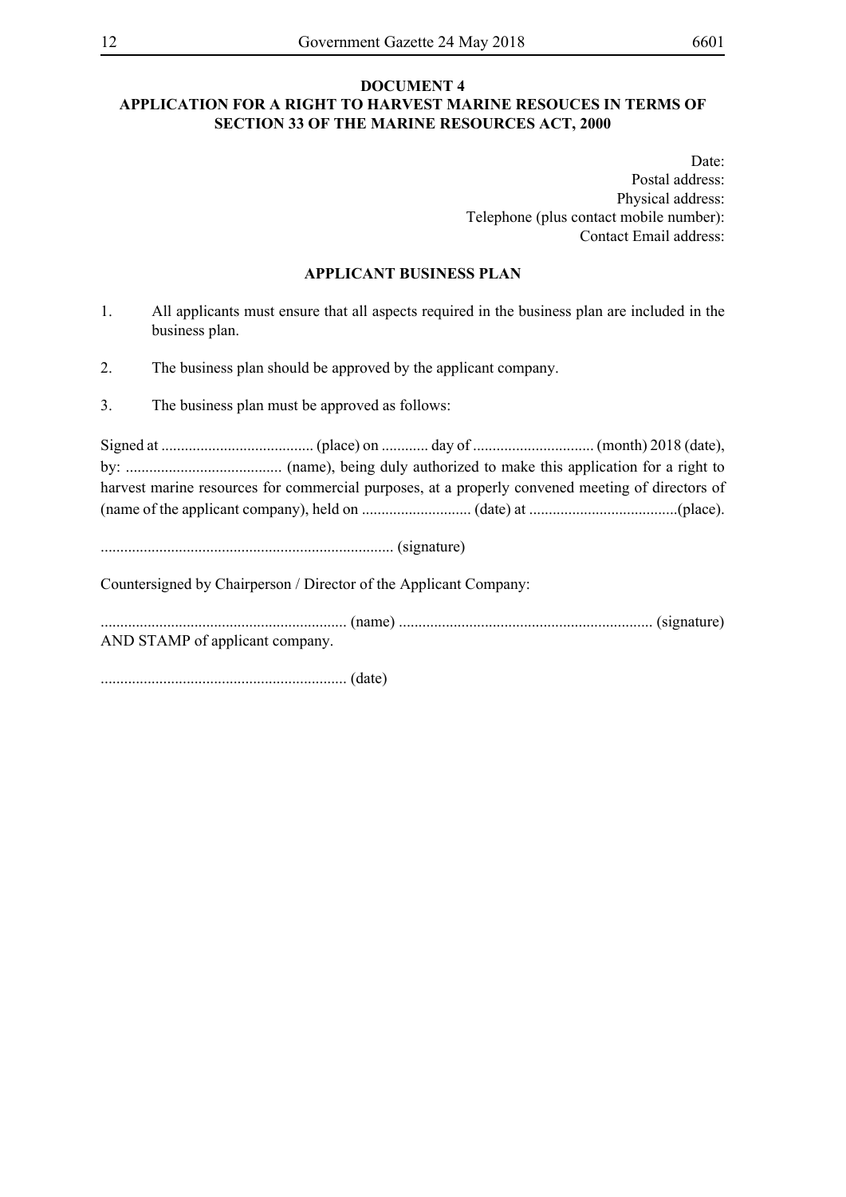**DOCUMENT 4**
**APPLICATION FOR A RIGHT TO HARVEST MARINE RESOUCES IN TERMS OF SECTION 33 OF THE MARINE RESOURCES ACT, 2000**

Date:
Postal address:
Physical address:
Telephone (plus contact mobile number):
Contact Email address:

**APPLICANT BUSINESS PLAN**

1. All applicants must ensure that all aspects required in the business plan are included in the business plan.

2. The business plan should be approved by the applicant company.

3. The business plan must be approved as follows:

Signed at ....................................... (place) on ............ day of ............................... (month) 2018 (date), by: ........................................ (name), being duly authorized to make this application for a right to harvest marine resources for commercial purposes, at a properly convened meeting of directors of (name of the applicant company), held on ............................ (date) at ......................................(place).

.......................................................................... (signature)

Countersigned by Chairperson / Director of the Applicant Company:

.............................................................. (name) ................................................................ (signature)
AND STAMP of applicant company.

.............................................................. (date)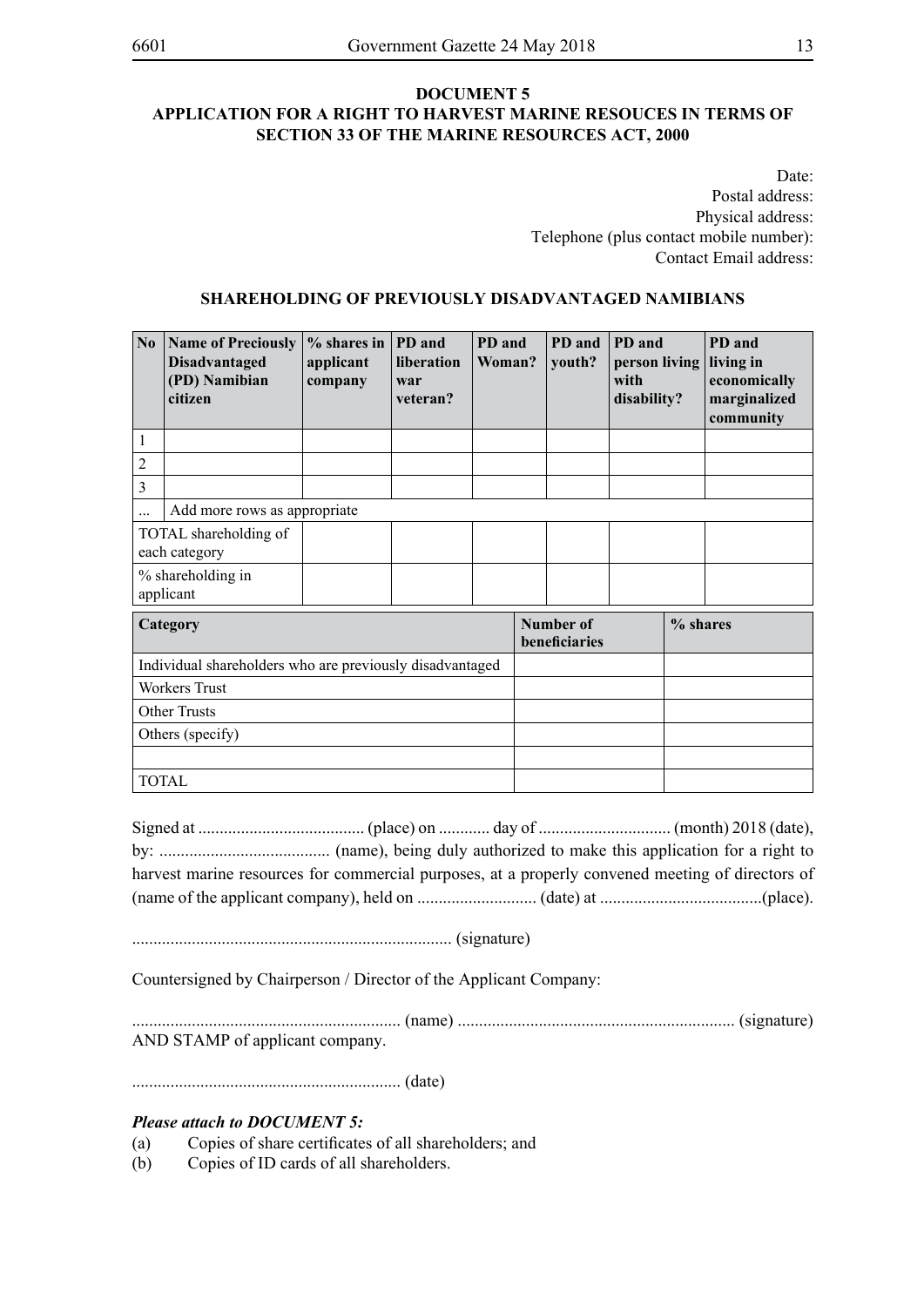**DOCUMENT 5**

**APPLICATION FOR A RIGHT TO HARVEST MARINE RESOUCES IN TERMS OF SECTION 33 OF THE MARINE RESOURCES ACT, 2000**

Date:
Postal address:
Physical address:
Telephone (plus contact mobile number):
Contact Email address:

**SHAREHOLDING OF PREVIOUSLY DISADVANTAGED NAMIBIANS**

| No | Name of Preciously Disadvantaged (PD) Namibian citizen | % shares in applicant company | PD and liberation war veteran? | PD and Woman? | PD and youth? | PD and person living with disability? | PD and living in economically marginalized community |
|---|---|---|---|---|---|---|---|
| 1 | | | | | | | |
| 2 | | | | | | | |
| 3 | | | | | | | |
| ... | Add more rows as appropriate | | | | | | |
| TOTAL shareholding of each category | | | | | | | |
| % shareholding in applicant | | | | | | | |

| Category | Number of beneficiaries | % shares |
|---|---|---|
| Individual shareholders who are previously disadvantaged | | |
| Workers Trust | | |
| Other Trusts | | |
| Others (specify) | | |
| | | |
| TOTAL | | |

Signed at ....................................... (place) on ............ day of ............................... (month) 2018 (date), by: ........................................ (name), being duly authorized to make this application for a right to harvest marine resources for commercial purposes, at a properly convened meeting of directors of (name of the applicant company), held on ............................ (date) at ......................................(place).

........................................................................... (signature)

Countersigned by Chairperson / Director of the Applicant Company:

.............................................................. (name) ................................................................. (signature) AND STAMP of applicant company.

.............................................................. (date)

***Please attach to DOCUMENT 5:***

(a) Copies of share certificates of all shareholders; and

(b) Copies of ID cards of all shareholders.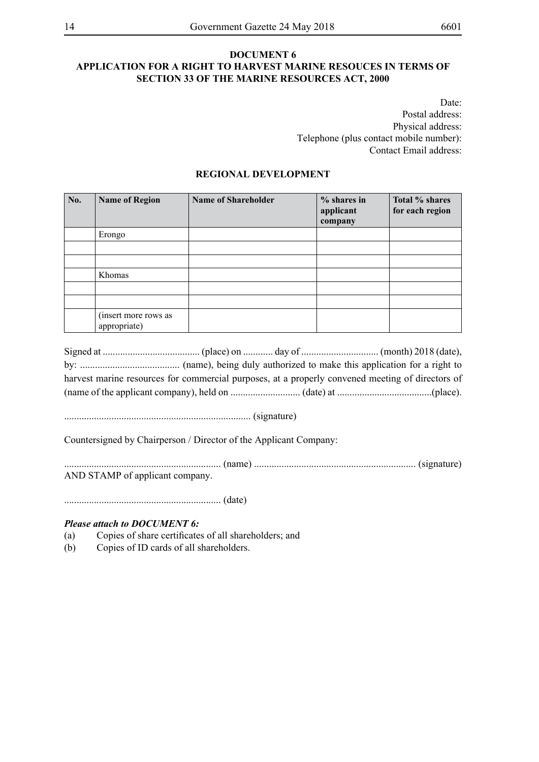**DOCUMENT 6**

**APPLICATION FOR A RIGHT TO HARVEST MARINE RESOUCES IN TERMS OF SECTION 33 OF THE MARINE RESOURCES ACT, 2000**

Date:
Postal address:
Physical address:
Telephone (plus contact mobile number):
Contact Email address:

**REGIONAL DEVELOPMENT**

| No. | Name of Region | Name of Shareholder | % shares in applicant company | Total % shares for each region |
|---|---|---|---|---|
| | Erongo | | | |
| | | | | |
| | | | | |
| | Khomas | | | |
| | | | | |
| | | | | |
| | (insert more rows as appropriate) | | | |

Signed at ....................................... (place) on ............ day of ............................... (month) 2018 (date), by: ........................................ (name), being duly authorized to make this application for a right to harvest marine resources for commercial purposes, at a properly convened meeting of directors of (name of the applicant company), held on ............................ (date) at ......................................(place).

.......................................................................... (signature)

Countersigned by Chairperson / Director of the Applicant Company:

.............................................................. (name) ................................................................ (signature)
AND STAMP of applicant company.

.............................................................. (date)

***Please attach to DOCUMENT 6:***

(a) Copies of share certificates of all shareholders; and

(b) Copies of ID cards of all shareholders.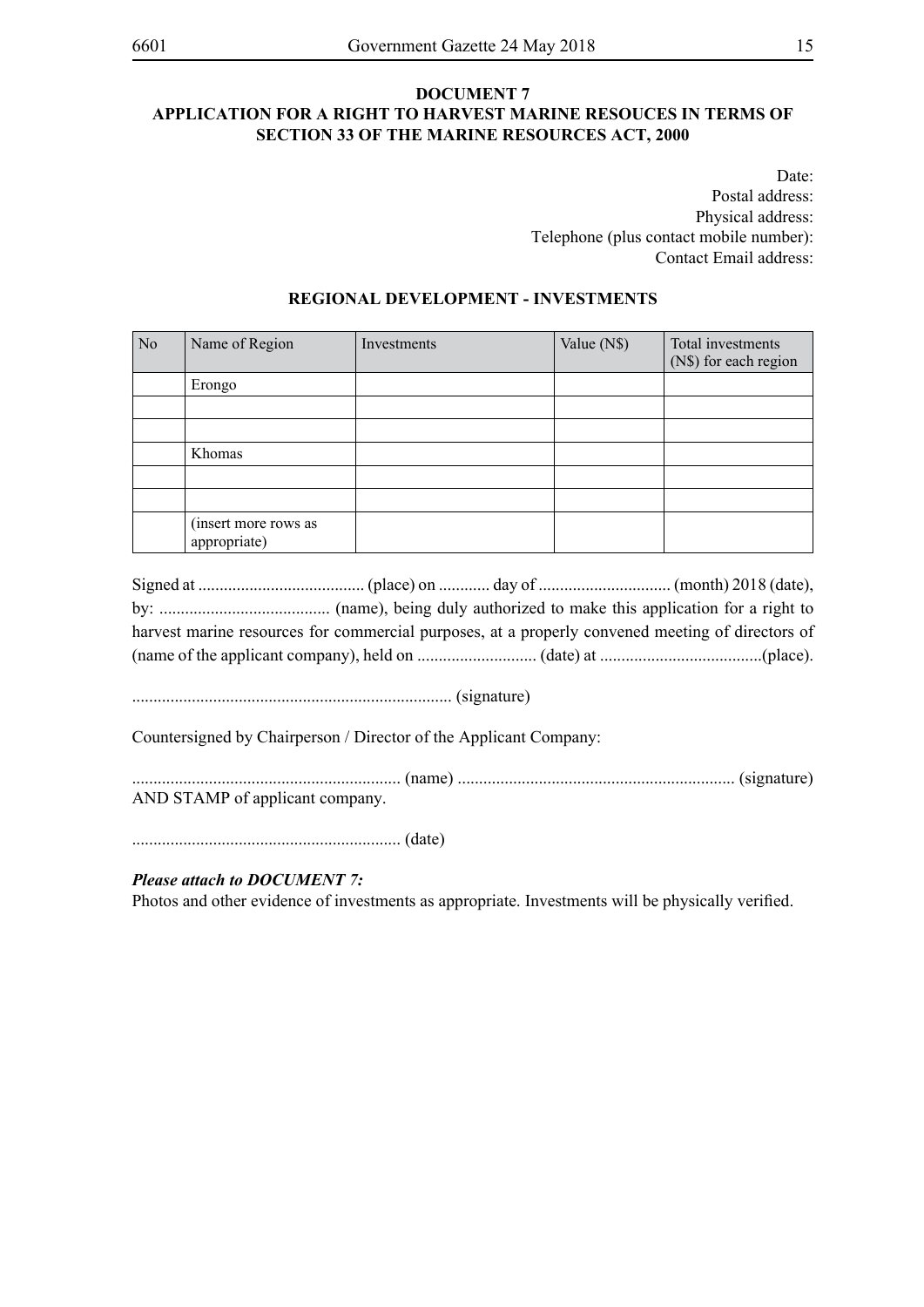**DOCUMENT 7**

**APPLICATION FOR A RIGHT TO HARVEST MARINE RESOUCES IN TERMS OF SECTION 33 OF THE MARINE RESOURCES ACT, 2000**

Date:
Postal address:
Physical address:
Telephone (plus contact mobile number):
Contact Email address:

**REGIONAL DEVELOPMENT - INVESTMENTS**

| No | Name of Region | Investments | Value (N$) | Total investments (N$) for each region |
|---|---|---|---|---|
| | Erongo | | | |
| | | | | |
| | | | | |
| | Khomas | | | |
| | | | | |
| | | | | |
| | (insert more rows as appropriate) | | | |

Signed at ....................................... (place) on ............ day of ............................... (month) 2018 (date), by: ........................................ (name), being duly authorized to make this application for a right to harvest marine resources for commercial purposes, at a properly convened meeting of directors of (name of the applicant company), held on ............................ (date) at ......................................(place).

.......................................................................... (signature)

Countersigned by Chairperson / Director of the Applicant Company:

.............................................................. (name) ................................................................ (signature) AND STAMP of applicant company.

.............................................................. (date)

***Please attach to DOCUMENT 7:***

Photos and other evidence of investments as appropriate. Investments will be physically verified.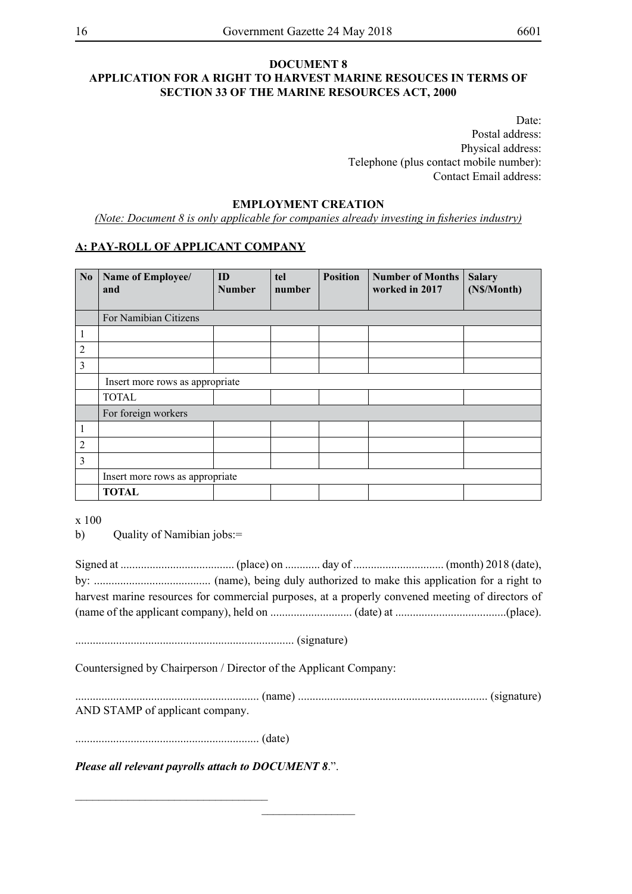**DOCUMENT 8**

**APPLICATION FOR A RIGHT TO HARVEST MARINE RESOUCES IN TERMS OF SECTION 33 OF THE MARINE RESOURCES ACT, 2000**

Date:
Postal address:
Physical address:
Telephone (plus contact mobile number):
Contact Email address:

**EMPLOYMENT CREATION**

*(Note: Document 8 is only applicable for companies already investing in fisheries industry)*

**A: PAY-ROLL OF APPLICANT COMPANY**

| No | Name of Employee/ and | ID Number | tel number | Position | Number of Months worked in 2017 | Salary (N$/Month) |
|---|---|---|---|---|---|---|
| | For Namibian Citizens | | | | | |
| 1 | | | | | | |
| 2 | | | | | | |
| 3 | | | | | | |
| | Insert more rows as appropriate | | | | | |
| | TOTAL | | | | | |
| | For foreign workers | | | | | |
| 1 | | | | | | |
| 2 | | | | | | |
| 3 | | | | | | |
| | Insert more rows as appropriate | | | | | |
| | **TOTAL** | | | | | |

x 100

b) Quality of Namibian jobs:=

Signed at ...................................... (place) on ............ day of .............................. (month) 2018 (date), by: ....................................... (name), being duly authorized to make this application for a right to harvest marine resources for commercial purposes, at a properly convened meeting of directors of (name of the applicant company), held on ........................... (date) at .....................................(place).

.......................................................................... (signature)

Countersigned by Chairperson / Director of the Applicant Company:

.............................................................. (name) ................................................................ (signature)
AND STAMP of applicant company.

.............................................................. (date)

***Please all relevant payrolls attach to DOCUMENT 8***.".